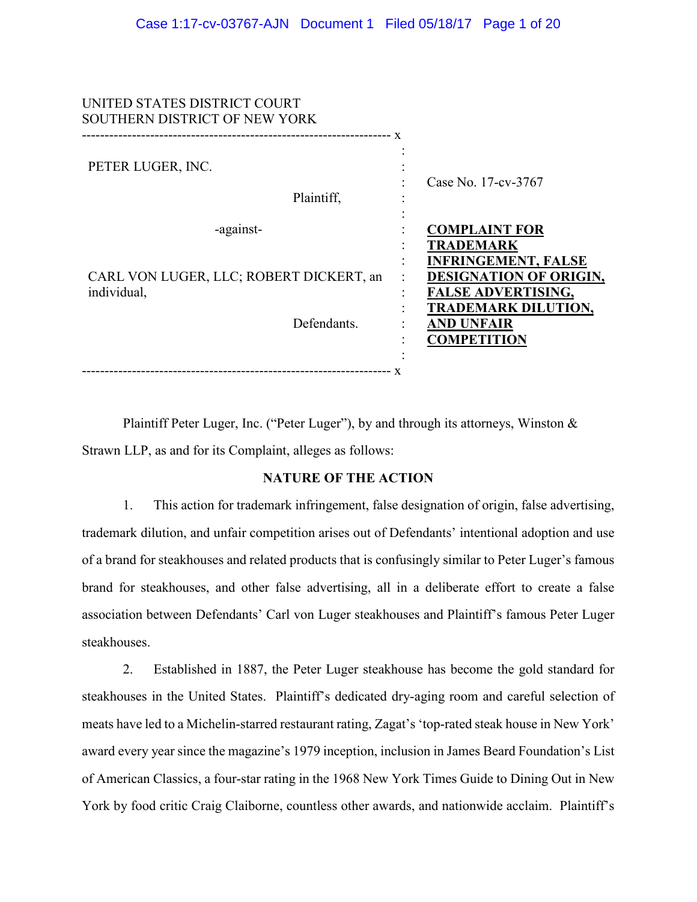UNITED STATES DISTRICT COURT
SOUTHERN DISTRICT OF NEW YORK

| | |
|---|---|
| PETER LUGER, INC.<br><br>Plaintiff,<br><br>-against-<br><br>CARL VON LUGER, LLC; ROBERT DICKERT, an individual,<br><br>Defendants. | Case No. 17-cv-3767<br><br>**COMPLAINT FOR TRADEMARK INFRINGEMENT, FALSE DESIGNATION OF ORIGIN, FALSE ADVERTISING, TRADEMARK DILUTION, AND UNFAIR COMPETITION** |

Plaintiff Peter Luger, Inc. ("Peter Luger"), by and through its attorneys, Winston & Strawn LLP, as and for its Complaint, alleges as follows:

## NATURE OF THE ACTION

1. This action for trademark infringement, false designation of origin, false advertising, trademark dilution, and unfair competition arises out of Defendants' intentional adoption and use of a brand for steakhouses and related products that is confusingly similar to Peter Luger's famous brand for steakhouses, and other false advertising, all in a deliberate effort to create a false association between Defendants' Carl von Luger steakhouses and Plaintiff's famous Peter Luger steakhouses.

2. Established in 1887, the Peter Luger steakhouse has become the gold standard for steakhouses in the United States. Plaintiff's dedicated dry-aging room and careful selection of meats have led to a Michelin-starred restaurant rating, Zagat's 'top-rated steak house in New York' award every year since the magazine's 1979 inception, inclusion in James Beard Foundation's List of American Classics, a four-star rating in the 1968 New York Times Guide to Dining Out in New York by food critic Craig Claiborne, countless other awards, and nationwide acclaim. Plaintiff's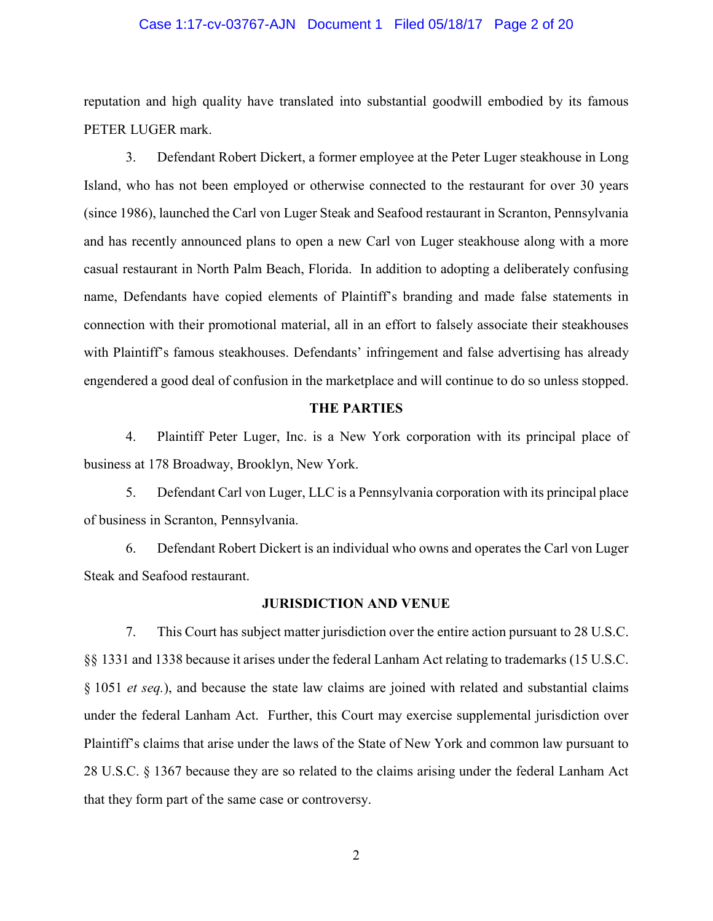reputation and high quality have translated into substantial goodwill embodied by its famous PETER LUGER mark.

3. Defendant Robert Dickert, a former employee at the Peter Luger steakhouse in Long Island, who has not been employed or otherwise connected to the restaurant for over 30 years (since 1986), launched the Carl von Luger Steak and Seafood restaurant in Scranton, Pennsylvania and has recently announced plans to open a new Carl von Luger steakhouse along with a more casual restaurant in North Palm Beach, Florida. In addition to adopting a deliberately confusing name, Defendants have copied elements of Plaintiff's branding and made false statements in connection with their promotional material, all in an effort to falsely associate their steakhouses with Plaintiff's famous steakhouses. Defendants' infringement and false advertising has already engendered a good deal of confusion in the marketplace and will continue to do so unless stopped.

## THE PARTIES

4. Plaintiff Peter Luger, Inc. is a New York corporation with its principal place of business at 178 Broadway, Brooklyn, New York.

5. Defendant Carl von Luger, LLC is a Pennsylvania corporation with its principal place of business in Scranton, Pennsylvania.

6. Defendant Robert Dickert is an individual who owns and operates the Carl von Luger Steak and Seafood restaurant.

## JURISDICTION AND VENUE

7. This Court has subject matter jurisdiction over the entire action pursuant to 28 U.S.C. §§ 1331 and 1338 because it arises under the federal Lanham Act relating to trademarks (15 U.S.C. § 1051 *et seq.*), and because the state law claims are joined with related and substantial claims under the federal Lanham Act. Further, this Court may exercise supplemental jurisdiction over Plaintiff's claims that arise under the laws of the State of New York and common law pursuant to 28 U.S.C. § 1367 because they are so related to the claims arising under the federal Lanham Act that they form part of the same case or controversy.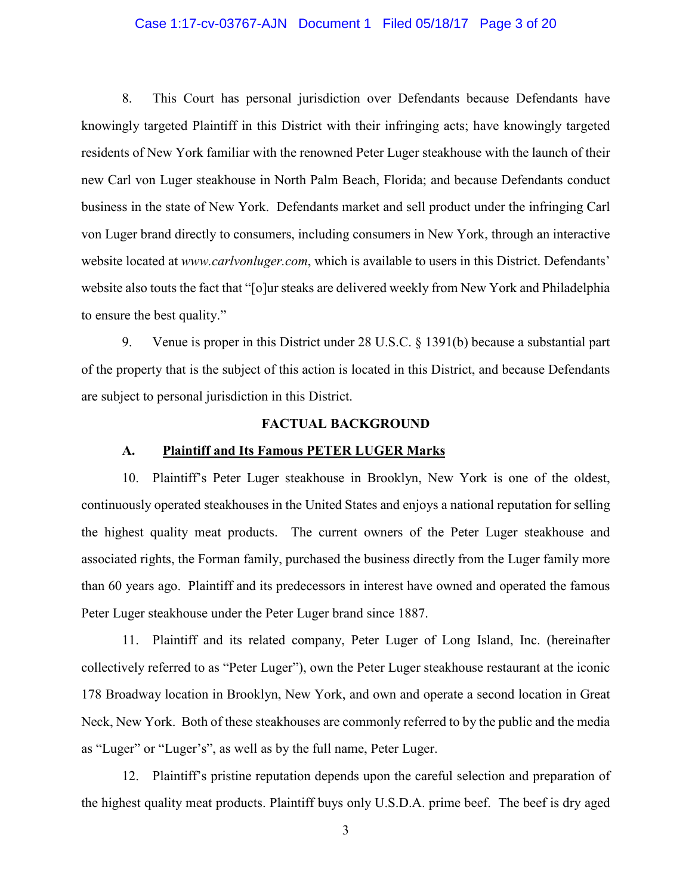8. This Court has personal jurisdiction over Defendants because Defendants have knowingly targeted Plaintiff in this District with their infringing acts; have knowingly targeted residents of New York familiar with the renowned Peter Luger steakhouse with the launch of their new Carl von Luger steakhouse in North Palm Beach, Florida; and because Defendants conduct business in the state of New York. Defendants market and sell product under the infringing Carl von Luger brand directly to consumers, including consumers in New York, through an interactive website located at *www.carlvonluger.com*, which is available to users in this District. Defendants' website also touts the fact that "[o]ur steaks are delivered weekly from New York and Philadelphia to ensure the best quality."

9. Venue is proper in this District under 28 U.S.C. § 1391(b) because a substantial part of the property that is the subject of this action is located in this District, and because Defendants are subject to personal jurisdiction in this District.

## FACTUAL BACKGROUND

### A. Plaintiff and Its Famous PETER LUGER Marks

10. Plaintiff's Peter Luger steakhouse in Brooklyn, New York is one of the oldest, continuously operated steakhouses in the United States and enjoys a national reputation for selling the highest quality meat products. The current owners of the Peter Luger steakhouse and associated rights, the Forman family, purchased the business directly from the Luger family more than 60 years ago. Plaintiff and its predecessors in interest have owned and operated the famous Peter Luger steakhouse under the Peter Luger brand since 1887.

11. Plaintiff and its related company, Peter Luger of Long Island, Inc. (hereinafter collectively referred to as "Peter Luger"), own the Peter Luger steakhouse restaurant at the iconic 178 Broadway location in Brooklyn, New York, and own and operate a second location in Great Neck, New York. Both of these steakhouses are commonly referred to by the public and the media as "Luger" or "Luger's", as well as by the full name, Peter Luger.

12. Plaintiff's pristine reputation depends upon the careful selection and preparation of the highest quality meat products. Plaintiff buys only U.S.D.A. prime beef. The beef is dry aged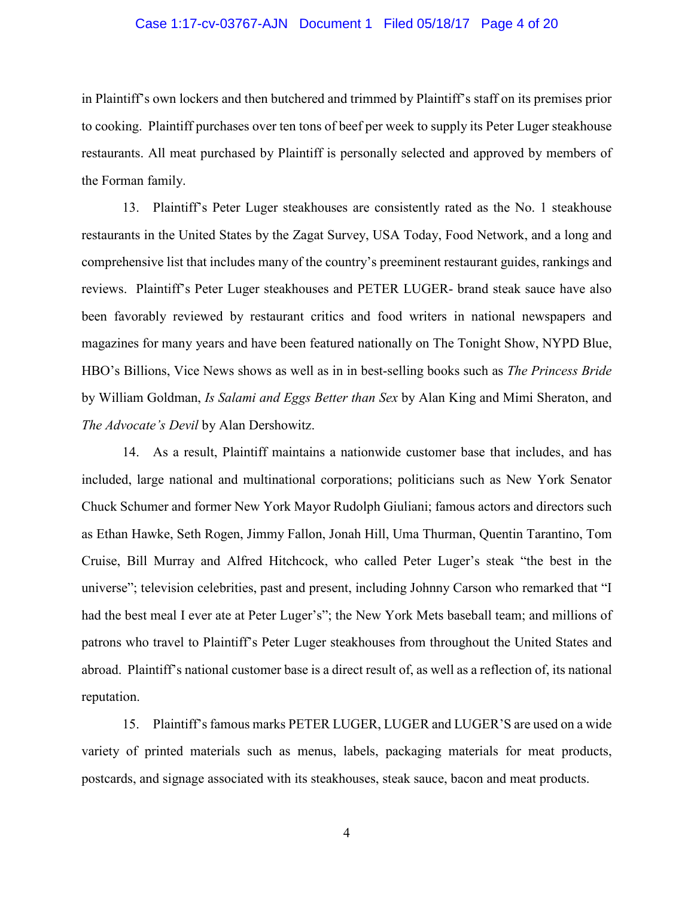in Plaintiff's own lockers and then butchered and trimmed by Plaintiff's staff on its premises prior to cooking. Plaintiff purchases over ten tons of beef per week to supply its Peter Luger steakhouse restaurants. All meat purchased by Plaintiff is personally selected and approved by members of the Forman family.

13. Plaintiff's Peter Luger steakhouses are consistently rated as the No. 1 steakhouse restaurants in the United States by the Zagat Survey, USA Today, Food Network, and a long and comprehensive list that includes many of the country's preeminent restaurant guides, rankings and reviews. Plaintiff's Peter Luger steakhouses and PETER LUGER- brand steak sauce have also been favorably reviewed by restaurant critics and food writers in national newspapers and magazines for many years and have been featured nationally on The Tonight Show, NYPD Blue, HBO's Billions, Vice News shows as well as in in best-selling books such as *The Princess Bride* by William Goldman, *Is Salami and Eggs Better than Sex* by Alan King and Mimi Sheraton, and *The Advocate's Devil* by Alan Dershowitz.

14. As a result, Plaintiff maintains a nationwide customer base that includes, and has included, large national and multinational corporations; politicians such as New York Senator Chuck Schumer and former New York Mayor Rudolph Giuliani; famous actors and directors such as Ethan Hawke, Seth Rogen, Jimmy Fallon, Jonah Hill, Uma Thurman, Quentin Tarantino, Tom Cruise, Bill Murray and Alfred Hitchcock, who called Peter Luger's steak "the best in the universe"; television celebrities, past and present, including Johnny Carson who remarked that "I had the best meal I ever ate at Peter Luger's"; the New York Mets baseball team; and millions of patrons who travel to Plaintiff's Peter Luger steakhouses from throughout the United States and abroad. Plaintiff's national customer base is a direct result of, as well as a reflection of, its national reputation.

15. Plaintiff's famous marks PETER LUGER, LUGER and LUGER'S are used on a wide variety of printed materials such as menus, labels, packaging materials for meat products, postcards, and signage associated with its steakhouses, steak sauce, bacon and meat products.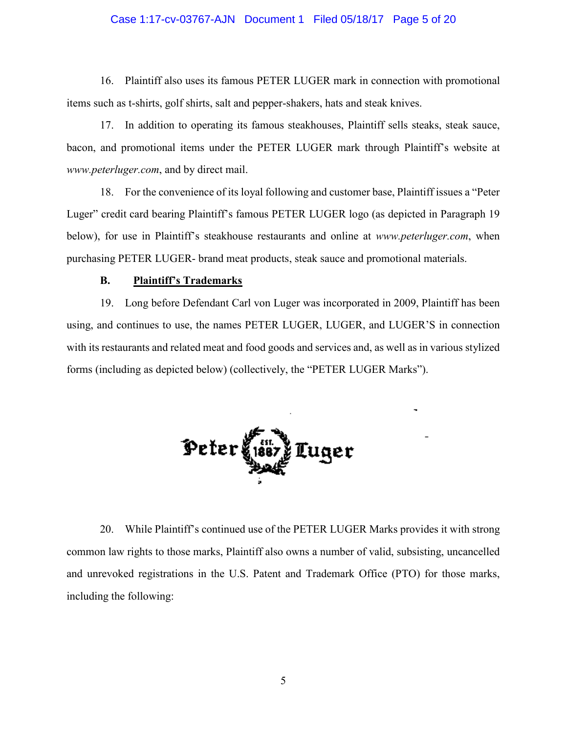16. Plaintiff also uses its famous PETER LUGER mark in connection with promotional items such as t-shirts, golf shirts, salt and pepper-shakers, hats and steak knives.

17. In addition to operating its famous steakhouses, Plaintiff sells steaks, steak sauce, bacon, and promotional items under the PETER LUGER mark through Plaintiff's website at *www.peterluger.com*, and by direct mail.

18. For the convenience of its loyal following and customer base, Plaintiff issues a "Peter Luger" credit card bearing Plaintiff's famous PETER LUGER logo (as depicted in Paragraph 19 below), for use in Plaintiff's steakhouse restaurants and online at *www.peterluger.com*, when purchasing PETER LUGER- brand meat products, steak sauce and promotional materials.

### B. Plaintiff's Trademarks

19. Long before Defendant Carl von Luger was incorporated in 2009, Plaintiff has been using, and continues to use, the names PETER LUGER, LUGER, and LUGER'S in connection with its restaurants and related meat and food goods and services and, as well as in various stylized forms (including as depicted below) (collectively, the "PETER LUGER Marks").

Peter EST. 1887 Luger

20. While Plaintiff's continued use of the PETER LUGER Marks provides it with strong common law rights to those marks, Plaintiff also owns a number of valid, subsisting, uncancelled and unrevoked registrations in the U.S. Patent and Trademark Office (PTO) for those marks, including the following: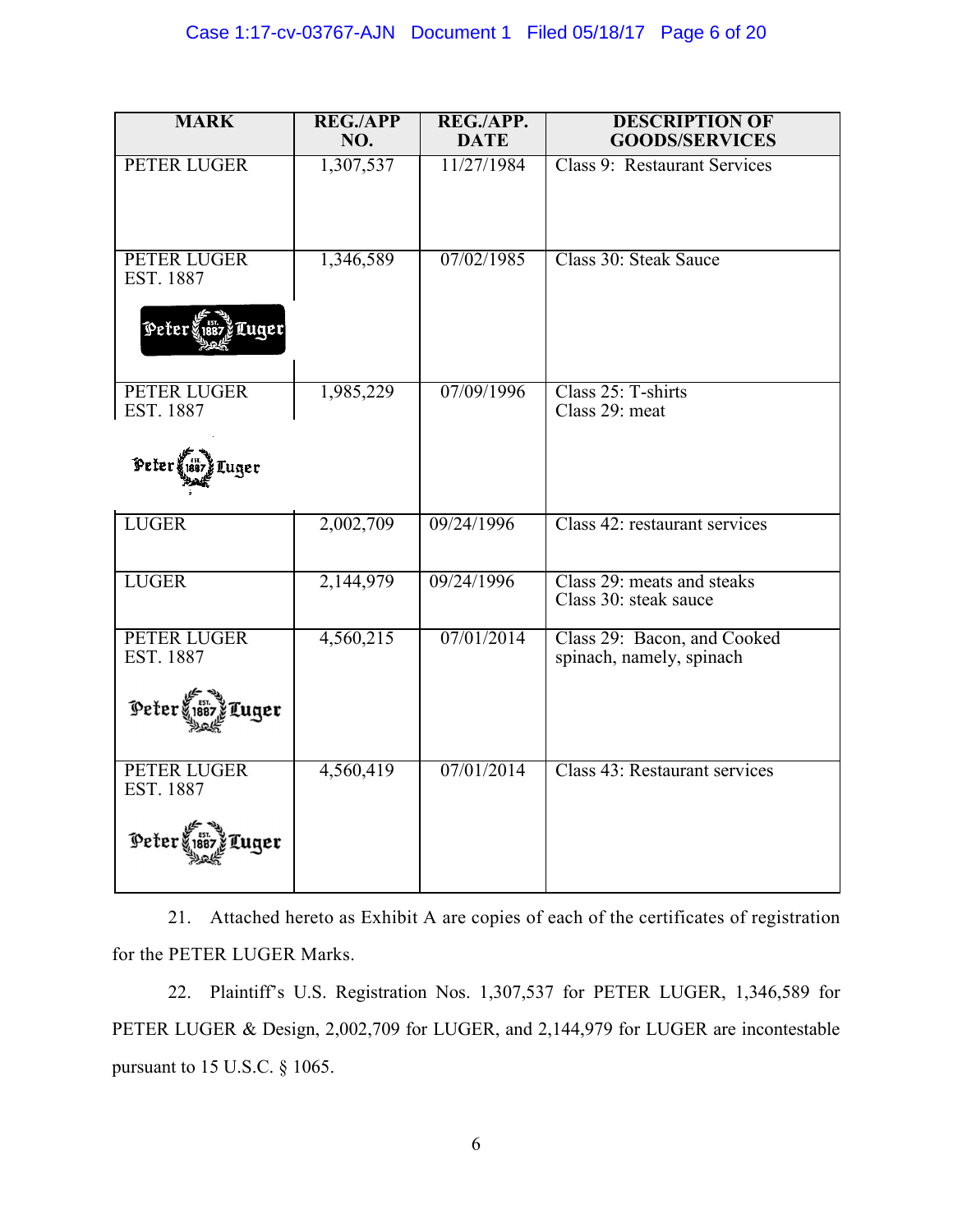| MARK | REG./APP NO. | REG./APP. DATE | DESCRIPTION OF GOODS/SERVICES |
|---|---|---|---|
| PETER LUGER | 1,307,537 | 11/27/1984 | Class 9: Restaurant Services |
| PETER LUGER EST. 1887 | 1,346,589 | 07/02/1985 | Class 30: Steak Sauce |
| PETER LUGER EST. 1887 | 1,985,229 | 07/09/1996 | Class 25: T-shirts<br>Class 29: meat |
| LUGER | 2,002,709 | 09/24/1996 | Class 42: restaurant services |
| LUGER | 2,144,979 | 09/24/1996 | Class 29: meats and steaks<br>Class 30: steak sauce |
| PETER LUGER EST. 1887 | 4,560,215 | 07/01/2014 | Class 29: Bacon, and Cooked spinach, namely, spinach |
| PETER LUGER EST. 1887 | 4,560,419 | 07/01/2014 | Class 43: Restaurant services |

21. Attached hereto as Exhibit A are copies of each of the certificates of registration for the PETER LUGER Marks.

22. Plaintiff's U.S. Registration Nos. 1,307,537 for PETER LUGER, 1,346,589 for PETER LUGER & Design, 2,002,709 for LUGER, and 2,144,979 for LUGER are incontestable pursuant to 15 U.S.C. § 1065.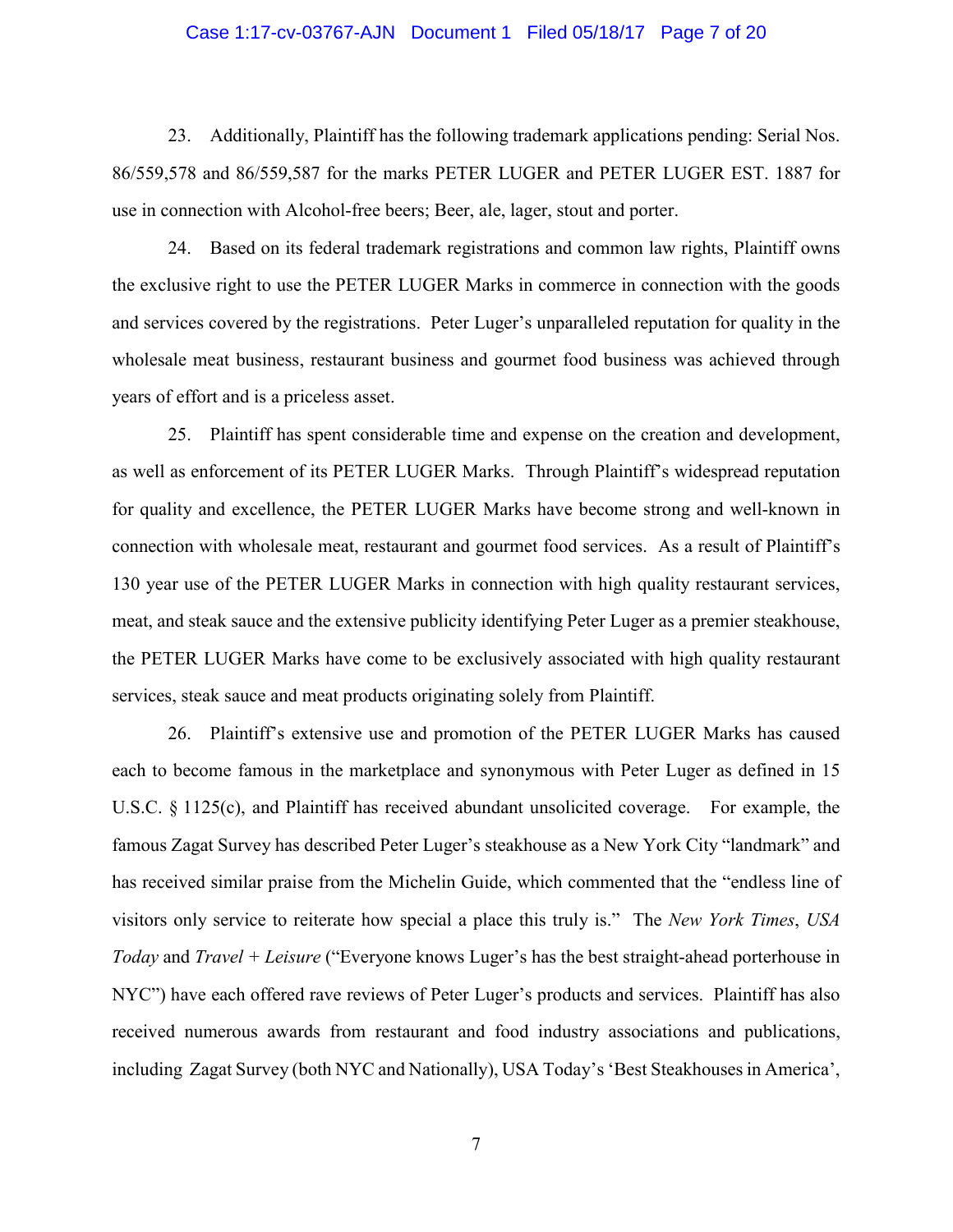23. Additionally, Plaintiff has the following trademark applications pending: Serial Nos. 86/559,578 and 86/559,587 for the marks PETER LUGER and PETER LUGER EST. 1887 for use in connection with Alcohol-free beers; Beer, ale, lager, stout and porter.

24. Based on its federal trademark registrations and common law rights, Plaintiff owns the exclusive right to use the PETER LUGER Marks in commerce in connection with the goods and services covered by the registrations. Peter Luger's unparalleled reputation for quality in the wholesale meat business, restaurant business and gourmet food business was achieved through years of effort and is a priceless asset.

25. Plaintiff has spent considerable time and expense on the creation and development, as well as enforcement of its PETER LUGER Marks. Through Plaintiff's widespread reputation for quality and excellence, the PETER LUGER Marks have become strong and well-known in connection with wholesale meat, restaurant and gourmet food services. As a result of Plaintiff's 130 year use of the PETER LUGER Marks in connection with high quality restaurant services, meat, and steak sauce and the extensive publicity identifying Peter Luger as a premier steakhouse, the PETER LUGER Marks have come to be exclusively associated with high quality restaurant services, steak sauce and meat products originating solely from Plaintiff.

26. Plaintiff's extensive use and promotion of the PETER LUGER Marks has caused each to become famous in the marketplace and synonymous with Peter Luger as defined in 15 U.S.C. § 1125(c), and Plaintiff has received abundant unsolicited coverage. For example, the famous Zagat Survey has described Peter Luger's steakhouse as a New York City "landmark" and has received similar praise from the Michelin Guide, which commented that the "endless line of visitors only service to reiterate how special a place this truly is." The *New York Times*, *USA Today* and *Travel + Leisure* ("Everyone knows Luger's has the best straight-ahead porterhouse in NYC") have each offered rave reviews of Peter Luger's products and services. Plaintiff has also received numerous awards from restaurant and food industry associations and publications, including Zagat Survey (both NYC and Nationally), USA Today's 'Best Steakhouses in America',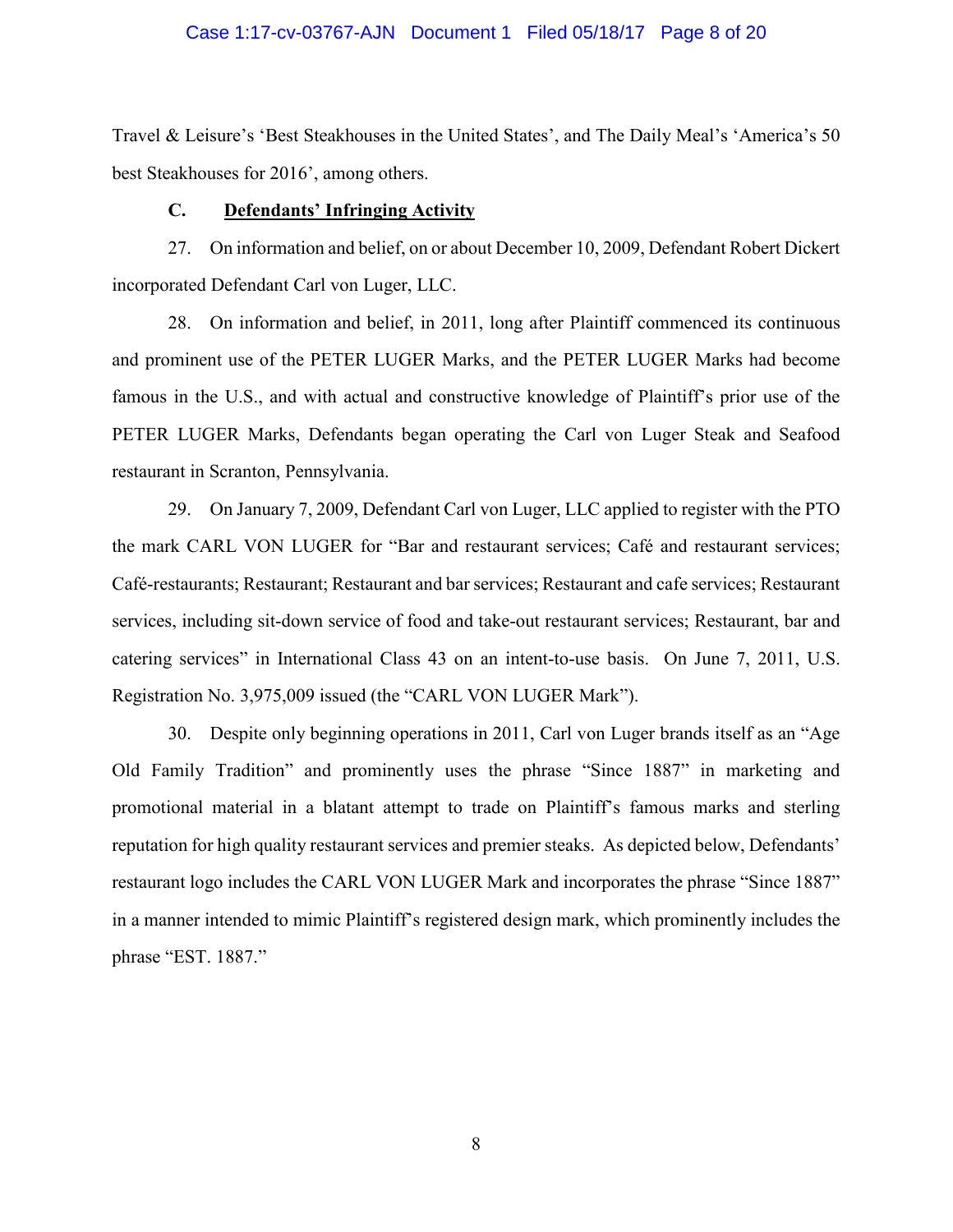Travel & Leisure's 'Best Steakhouses in the United States', and The Daily Meal's 'America's 50 best Steakhouses for 2016', among others.

### C. Defendants' Infringing Activity

27. On information and belief, on or about December 10, 2009, Defendant Robert Dickert incorporated Defendant Carl von Luger, LLC.

28. On information and belief, in 2011, long after Plaintiff commenced its continuous and prominent use of the PETER LUGER Marks, and the PETER LUGER Marks had become famous in the U.S., and with actual and constructive knowledge of Plaintiff's prior use of the PETER LUGER Marks, Defendants began operating the Carl von Luger Steak and Seafood restaurant in Scranton, Pennsylvania.

29. On January 7, 2009, Defendant Carl von Luger, LLC applied to register with the PTO the mark CARL VON LUGER for "Bar and restaurant services; Café and restaurant services; Café-restaurants; Restaurant; Restaurant and bar services; Restaurant and cafe services; Restaurant services, including sit-down service of food and take-out restaurant services; Restaurant, bar and catering services" in International Class 43 on an intent-to-use basis. On June 7, 2011, U.S. Registration No. 3,975,009 issued (the "CARL VON LUGER Mark").

30. Despite only beginning operations in 2011, Carl von Luger brands itself as an "Age Old Family Tradition" and prominently uses the phrase "Since 1887" in marketing and promotional material in a blatant attempt to trade on Plaintiff's famous marks and sterling reputation for high quality restaurant services and premier steaks. As depicted below, Defendants' restaurant logo includes the CARL VON LUGER Mark and incorporates the phrase "Since 1887" in a manner intended to mimic Plaintiff's registered design mark, which prominently includes the phrase "EST. 1887."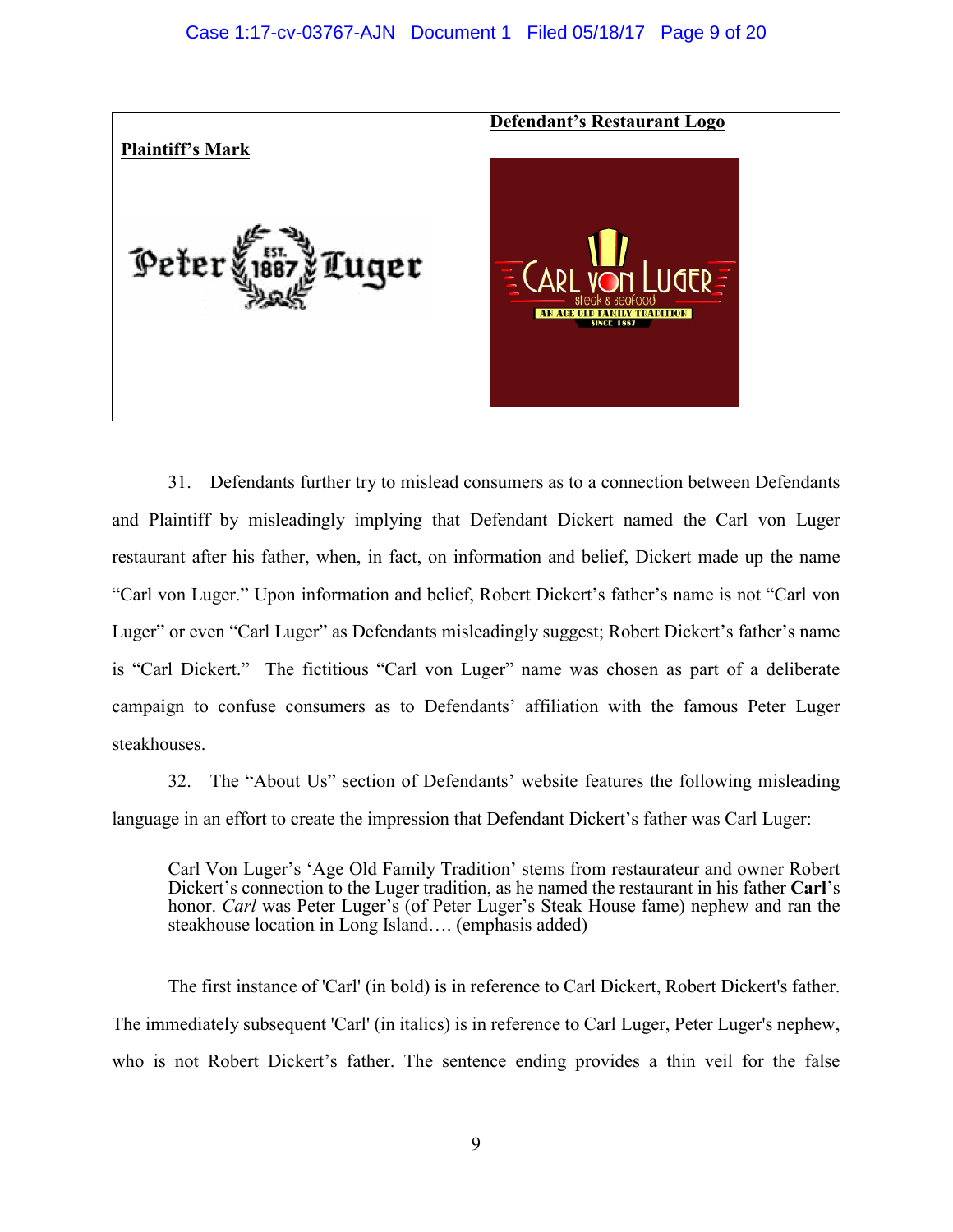| Plaintiff's Mark | Defendant's Restaurant Logo |
|---|---|
| Peter EST. 1887 Luger | CARL VON LUGER steak & seafood AN AGE OLD FAMILY TRADITION SINCE 1887 |

31. Defendants further try to mislead consumers as to a connection between Defendants and Plaintiff by misleadingly implying that Defendant Dickert named the Carl von Luger restaurant after his father, when, in fact, on information and belief, Dickert made up the name "Carl von Luger." Upon information and belief, Robert Dickert's father's name is not "Carl von Luger" or even "Carl Luger" as Defendants misleadingly suggest; Robert Dickert's father's name is "Carl Dickert." The fictitious "Carl von Luger" name was chosen as part of a deliberate campaign to confuse consumers as to Defendants' affiliation with the famous Peter Luger steakhouses.

32. The "About Us" section of Defendants' website features the following misleading language in an effort to create the impression that Defendant Dickert's father was Carl Luger:

> Carl Von Luger's 'Age Old Family Tradition' stems from restaurateur and owner Robert Dickert's connection to the Luger tradition, as he named the restaurant in his father **Carl**'s honor. *Carl* was Peter Luger's (of Peter Luger's Steak House fame) nephew and ran the steakhouse location in Long Island…. (emphasis added)

The first instance of 'Carl' (in bold) is in reference to Carl Dickert, Robert Dickert's father. The immediately subsequent 'Carl' (in italics) is in reference to Carl Luger, Peter Luger's nephew, who is not Robert Dickert's father. The sentence ending provides a thin veil for the false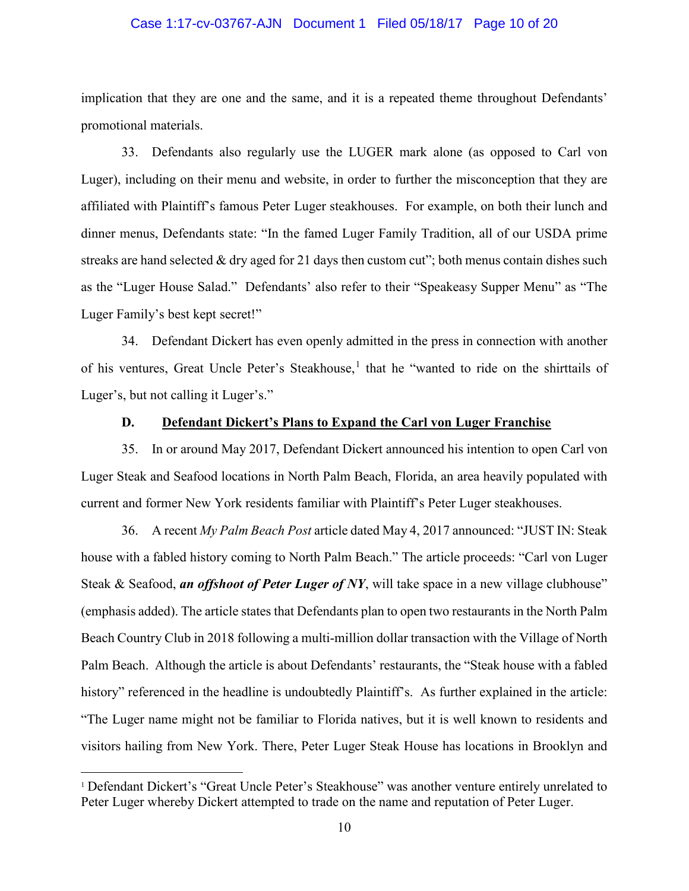implication that they are one and the same, and it is a repeated theme throughout Defendants' promotional materials.

33. Defendants also regularly use the LUGER mark alone (as opposed to Carl von Luger), including on their menu and website, in order to further the misconception that they are affiliated with Plaintiff's famous Peter Luger steakhouses. For example, on both their lunch and dinner menus, Defendants state: "In the famed Luger Family Tradition, all of our USDA prime streaks are hand selected & dry aged for 21 days then custom cut"; both menus contain dishes such as the "Luger House Salad." Defendants' also refer to their "Speakeasy Supper Menu" as "The Luger Family's best kept secret!"

34. Defendant Dickert has even openly admitted in the press in connection with another of his ventures, Great Uncle Peter's Steakhouse,[1] that he "wanted to ride on the shirttails of Luger's, but not calling it Luger's."

### D. Defendant Dickert's Plans to Expand the Carl von Luger Franchise

35. In or around May 2017, Defendant Dickert announced his intention to open Carl von Luger Steak and Seafood locations in North Palm Beach, Florida, an area heavily populated with current and former New York residents familiar with Plaintiff's Peter Luger steakhouses.

36. A recent *My Palm Beach Post* article dated May 4, 2017 announced: "JUST IN: Steak house with a fabled history coming to North Palm Beach." The article proceeds: "Carl von Luger Steak & Seafood, ***an offshoot of Peter Luger of NY***, will take space in a new village clubhouse" (emphasis added). The article states that Defendants plan to open two restaurants in the North Palm Beach Country Club in 2018 following a multi-million dollar transaction with the Village of North Palm Beach. Although the article is about Defendants' restaurants, the "Steak house with a fabled history" referenced in the headline is undoubtedly Plaintiff's. As further explained in the article: "The Luger name might not be familiar to Florida natives, but it is well known to residents and visitors hailing from New York. There, Peter Luger Steak House has locations in Brooklyn and

---

[1] Defendant Dickert's "Great Uncle Peter's Steakhouse" was another venture entirely unrelated to Peter Luger whereby Dickert attempted to trade on the name and reputation of Peter Luger.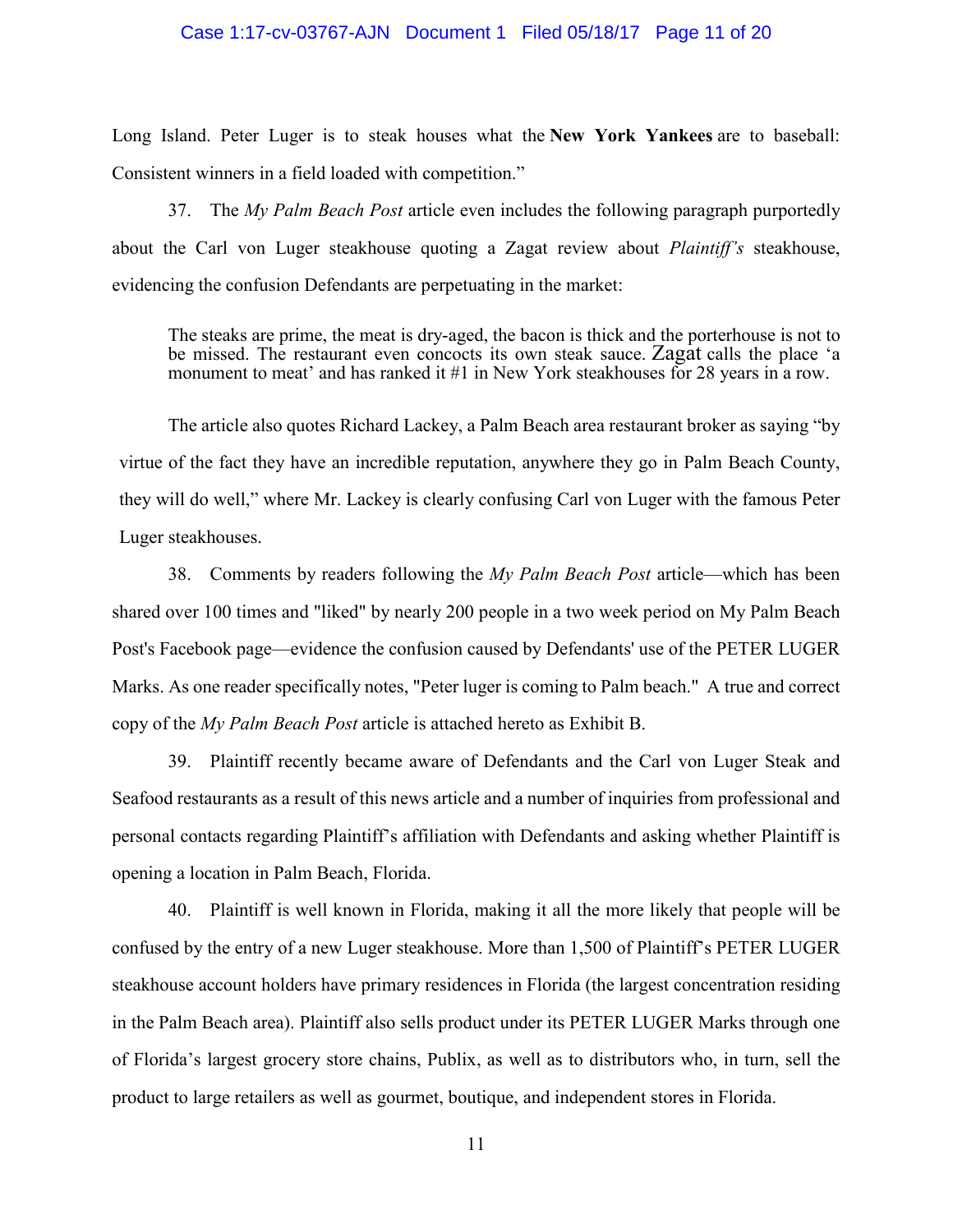Long Island. Peter Luger is to steak houses what the **New York Yankees** are to baseball: Consistent winners in a field loaded with competition."

37. The *My Palm Beach Post* article even includes the following paragraph purportedly about the Carl von Luger steakhouse quoting a Zagat review about *Plaintiff's* steakhouse, evidencing the confusion Defendants are perpetuating in the market:

> The steaks are prime, the meat is dry-aged, the bacon is thick and the porterhouse is not to be missed. The restaurant even concocts its own steak sauce. Zagat calls the place 'a monument to meat' and has ranked it #1 in New York steakhouses for 28 years in a row.

The article also quotes Richard Lackey, a Palm Beach area restaurant broker as saying "by virtue of the fact they have an incredible reputation, anywhere they go in Palm Beach County, they will do well," where Mr. Lackey is clearly confusing Carl von Luger with the famous Peter Luger steakhouses.

38. Comments by readers following the *My Palm Beach Post* article—which has been shared over 100 times and "liked" by nearly 200 people in a two week period on My Palm Beach Post's Facebook page—evidence the confusion caused by Defendants' use of the PETER LUGER Marks. As one reader specifically notes, "Peter luger is coming to Palm beach." A true and correct copy of the *My Palm Beach Post* article is attached hereto as Exhibit B.

39. Plaintiff recently became aware of Defendants and the Carl von Luger Steak and Seafood restaurants as a result of this news article and a number of inquiries from professional and personal contacts regarding Plaintiff's affiliation with Defendants and asking whether Plaintiff is opening a location in Palm Beach, Florida.

40. Plaintiff is well known in Florida, making it all the more likely that people will be confused by the entry of a new Luger steakhouse. More than 1,500 of Plaintiff's PETER LUGER steakhouse account holders have primary residences in Florida (the largest concentration residing in the Palm Beach area). Plaintiff also sells product under its PETER LUGER Marks through one of Florida's largest grocery store chains, Publix, as well as to distributors who, in turn, sell the product to large retailers as well as gourmet, boutique, and independent stores in Florida.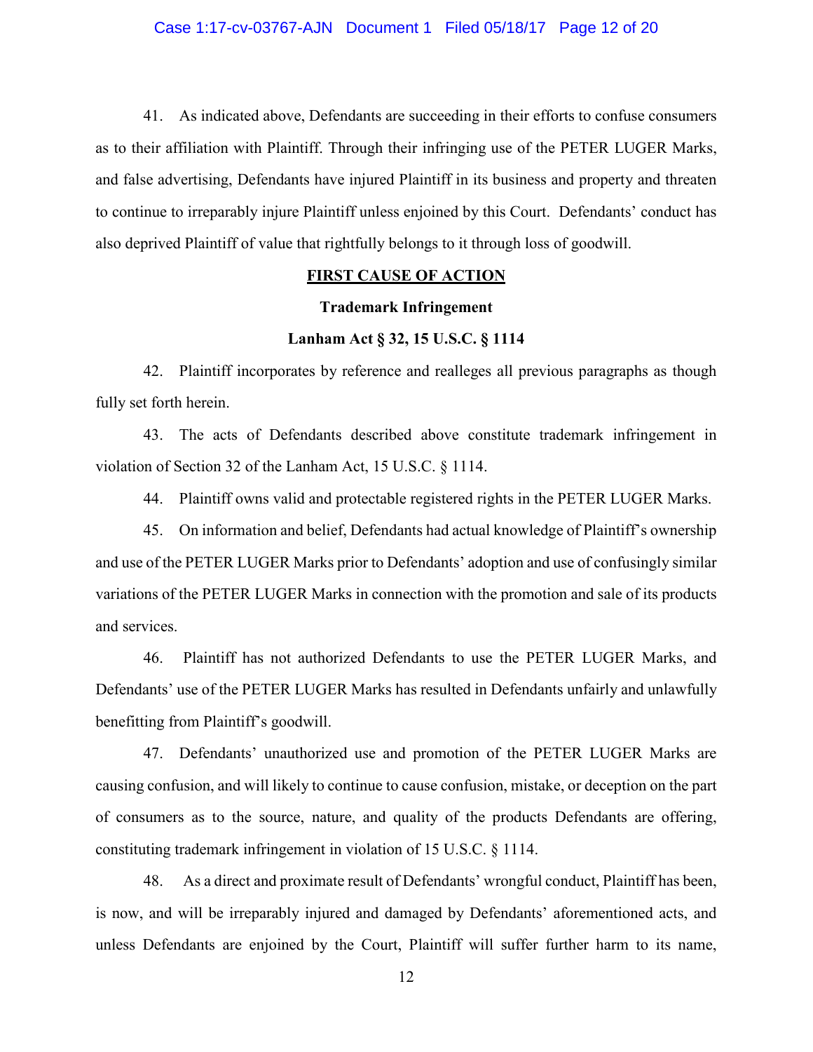41. As indicated above, Defendants are succeeding in their efforts to confuse consumers as to their affiliation with Plaintiff. Through their infringing use of the PETER LUGER Marks, and false advertising, Defendants have injured Plaintiff in its business and property and threaten to continue to irreparably injure Plaintiff unless enjoined by this Court. Defendants' conduct has also deprived Plaintiff of value that rightfully belongs to it through loss of goodwill.

**FIRST CAUSE OF ACTION**

**Trademark Infringement**

**Lanham Act § 32, 15 U.S.C. § 1114**

42. Plaintiff incorporates by reference and realleges all previous paragraphs as though fully set forth herein.

43. The acts of Defendants described above constitute trademark infringement in violation of Section 32 of the Lanham Act, 15 U.S.C. § 1114.

44. Plaintiff owns valid and protectable registered rights in the PETER LUGER Marks.

45. On information and belief, Defendants had actual knowledge of Plaintiff's ownership and use of the PETER LUGER Marks prior to Defendants' adoption and use of confusingly similar variations of the PETER LUGER Marks in connection with the promotion and sale of its products and services.

46. Plaintiff has not authorized Defendants to use the PETER LUGER Marks, and Defendants' use of the PETER LUGER Marks has resulted in Defendants unfairly and unlawfully benefitting from Plaintiff's goodwill.

47. Defendants' unauthorized use and promotion of the PETER LUGER Marks are causing confusion, and will likely to continue to cause confusion, mistake, or deception on the part of consumers as to the source, nature, and quality of the products Defendants are offering, constituting trademark infringement in violation of 15 U.S.C. § 1114.

48. As a direct and proximate result of Defendants' wrongful conduct, Plaintiff has been, is now, and will be irreparably injured and damaged by Defendants' aforementioned acts, and unless Defendants are enjoined by the Court, Plaintiff will suffer further harm to its name,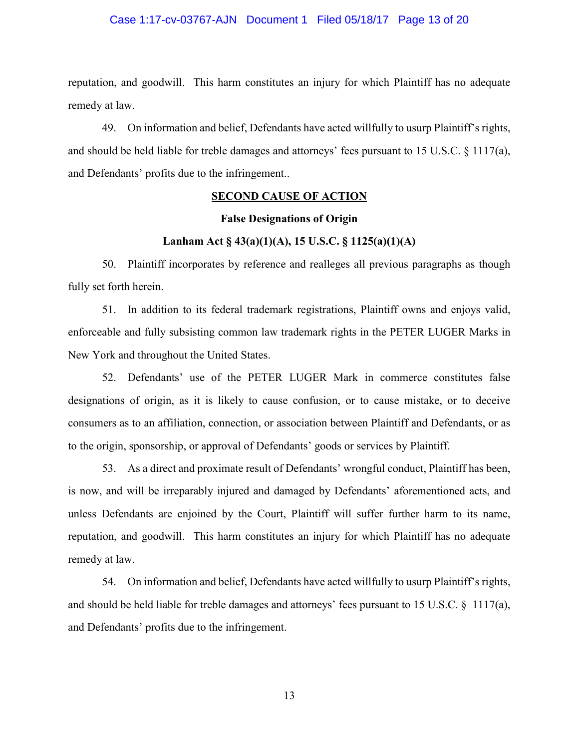reputation, and goodwill. This harm constitutes an injury for which Plaintiff has no adequate remedy at law.

49. On information and belief, Defendants have acted willfully to usurp Plaintiff's rights, and should be held liable for treble damages and attorneys' fees pursuant to 15 U.S.C. § 1117(a), and Defendants' profits due to the infringement..

**SECOND CAUSE OF ACTION**

**False Designations of Origin**

**Lanham Act § 43(a)(1)(A), 15 U.S.C. § 1125(a)(1)(A)**

50. Plaintiff incorporates by reference and realleges all previous paragraphs as though fully set forth herein.

51. In addition to its federal trademark registrations, Plaintiff owns and enjoys valid, enforceable and fully subsisting common law trademark rights in the PETER LUGER Marks in New York and throughout the United States.

52. Defendants' use of the PETER LUGER Mark in commerce constitutes false designations of origin, as it is likely to cause confusion, or to cause mistake, or to deceive consumers as to an affiliation, connection, or association between Plaintiff and Defendants, or as to the origin, sponsorship, or approval of Defendants' goods or services by Plaintiff.

53. As a direct and proximate result of Defendants' wrongful conduct, Plaintiff has been, is now, and will be irreparably injured and damaged by Defendants' aforementioned acts, and unless Defendants are enjoined by the Court, Plaintiff will suffer further harm to its name, reputation, and goodwill. This harm constitutes an injury for which Plaintiff has no adequate remedy at law.

54. On information and belief, Defendants have acted willfully to usurp Plaintiff's rights, and should be held liable for treble damages and attorneys' fees pursuant to 15 U.S.C. § 1117(a), and Defendants' profits due to the infringement.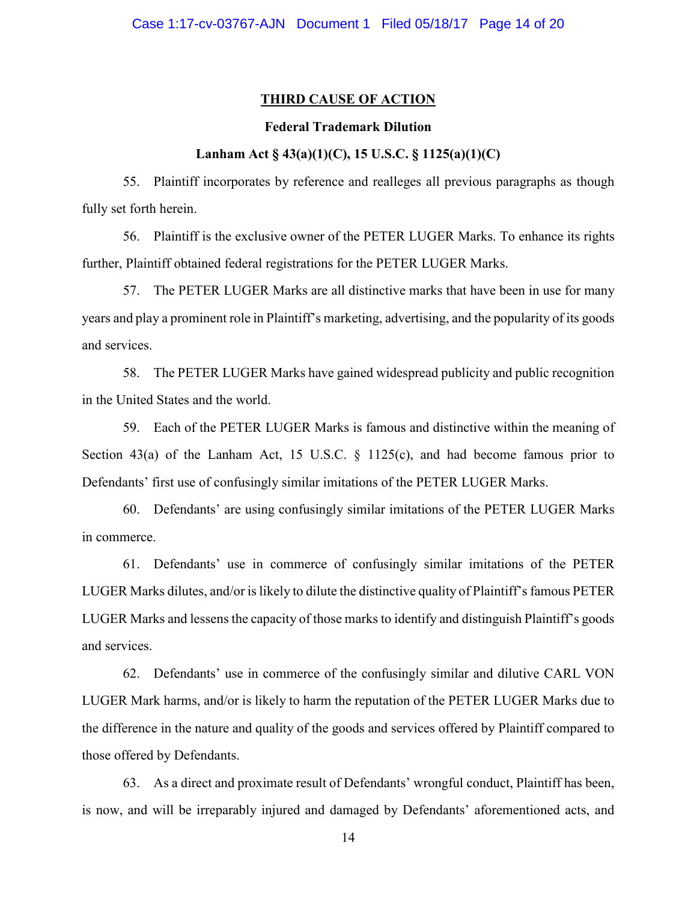## THIRD CAUSE OF ACTION

**Federal Trademark Dilution**

**Lanham Act § 43(a)(1)(C), 15 U.S.C. § 1125(a)(1)(C)**

55. Plaintiff incorporates by reference and realleges all previous paragraphs as though fully set forth herein.

56. Plaintiff is the exclusive owner of the PETER LUGER Marks. To enhance its rights further, Plaintiff obtained federal registrations for the PETER LUGER Marks.

57. The PETER LUGER Marks are all distinctive marks that have been in use for many years and play a prominent role in Plaintiff's marketing, advertising, and the popularity of its goods and services.

58. The PETER LUGER Marks have gained widespread publicity and public recognition in the United States and the world.

59. Each of the PETER LUGER Marks is famous and distinctive within the meaning of Section 43(a) of the Lanham Act, 15 U.S.C. § 1125(c), and had become famous prior to Defendants' first use of confusingly similar imitations of the PETER LUGER Marks.

60. Defendants' are using confusingly similar imitations of the PETER LUGER Marks in commerce.

61. Defendants' use in commerce of confusingly similar imitations of the PETER LUGER Marks dilutes, and/or is likely to dilute the distinctive quality of Plaintiff's famous PETER LUGER Marks and lessens the capacity of those marks to identify and distinguish Plaintiff's goods and services.

62. Defendants' use in commerce of the confusingly similar and dilutive CARL VON LUGER Mark harms, and/or is likely to harm the reputation of the PETER LUGER Marks due to the difference in the nature and quality of the goods and services offered by Plaintiff compared to those offered by Defendants.

63. As a direct and proximate result of Defendants' wrongful conduct, Plaintiff has been, is now, and will be irreparably injured and damaged by Defendants' aforementioned acts, and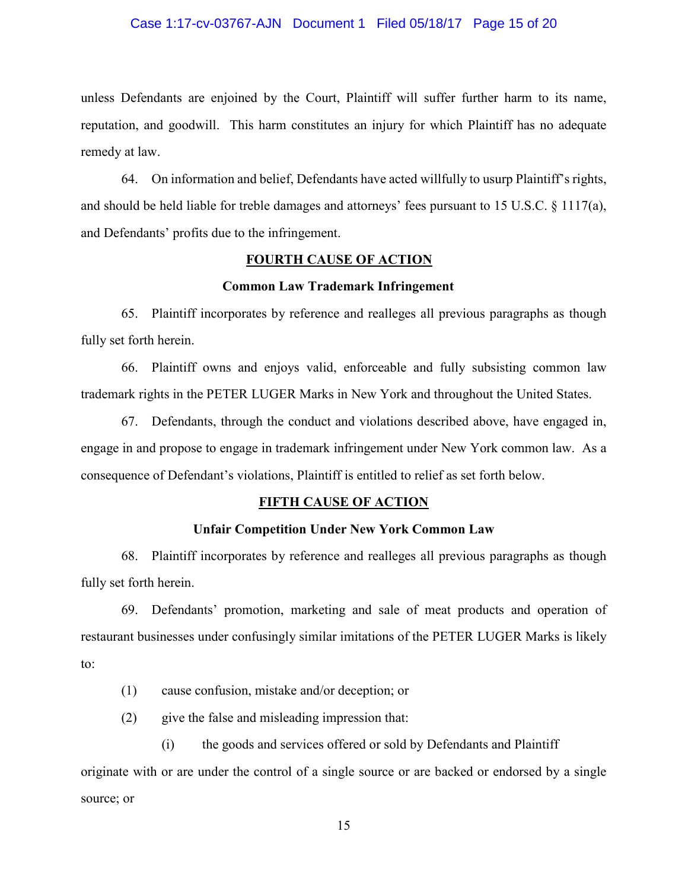unless Defendants are enjoined by the Court, Plaintiff will suffer further harm to its name, reputation, and goodwill. This harm constitutes an injury for which Plaintiff has no adequate remedy at law.

64. On information and belief, Defendants have acted willfully to usurp Plaintiff's rights, and should be held liable for treble damages and attorneys' fees pursuant to 15 U.S.C. § 1117(a), and Defendants' profits due to the infringement.

**FOURTH CAUSE OF ACTION**

**Common Law Trademark Infringement**

65. Plaintiff incorporates by reference and realleges all previous paragraphs as though fully set forth herein.

66. Plaintiff owns and enjoys valid, enforceable and fully subsisting common law trademark rights in the PETER LUGER Marks in New York and throughout the United States.

67. Defendants, through the conduct and violations described above, have engaged in, engage in and propose to engage in trademark infringement under New York common law. As a consequence of Defendant's violations, Plaintiff is entitled to relief as set forth below.

**FIFTH CAUSE OF ACTION**

**Unfair Competition Under New York Common Law**

68. Plaintiff incorporates by reference and realleges all previous paragraphs as though fully set forth herein.

69. Defendants' promotion, marketing and sale of meat products and operation of restaurant businesses under confusingly similar imitations of the PETER LUGER Marks is likely to:

(1) cause confusion, mistake and/or deception; or

(2) give the false and misleading impression that:

(i) the goods and services offered or sold by Defendants and Plaintiff originate with or are under the control of a single source or are backed or endorsed by a single source; or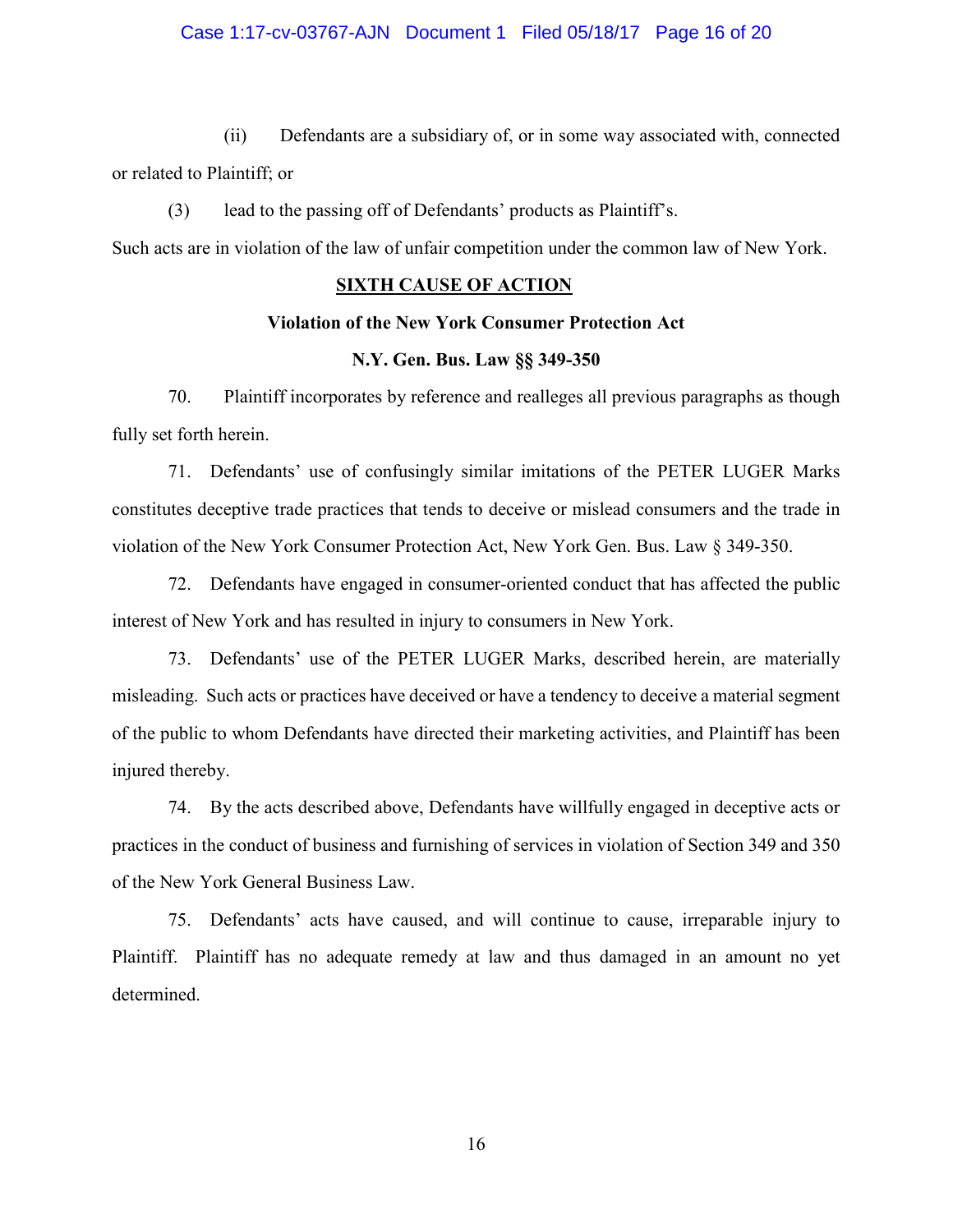(ii) Defendants are a subsidiary of, or in some way associated with, connected or related to Plaintiff; or

(3) lead to the passing off of Defendants' products as Plaintiff's.

Such acts are in violation of the law of unfair competition under the common law of New York.

**SIXTH CAUSE OF ACTION**

**Violation of the New York Consumer Protection Act**

**N.Y. Gen. Bus. Law §§ 349-350**

70. Plaintiff incorporates by reference and realleges all previous paragraphs as though fully set forth herein.

71. Defendants' use of confusingly similar imitations of the PETER LUGER Marks constitutes deceptive trade practices that tends to deceive or mislead consumers and the trade in violation of the New York Consumer Protection Act, New York Gen. Bus. Law § 349-350.

72. Defendants have engaged in consumer-oriented conduct that has affected the public interest of New York and has resulted in injury to consumers in New York.

73. Defendants' use of the PETER LUGER Marks, described herein, are materially misleading. Such acts or practices have deceived or have a tendency to deceive a material segment of the public to whom Defendants have directed their marketing activities, and Plaintiff has been injured thereby.

74. By the acts described above, Defendants have willfully engaged in deceptive acts or practices in the conduct of business and furnishing of services in violation of Section 349 and 350 of the New York General Business Law.

75. Defendants' acts have caused, and will continue to cause, irreparable injury to Plaintiff. Plaintiff has no adequate remedy at law and thus damaged in an amount no yet determined.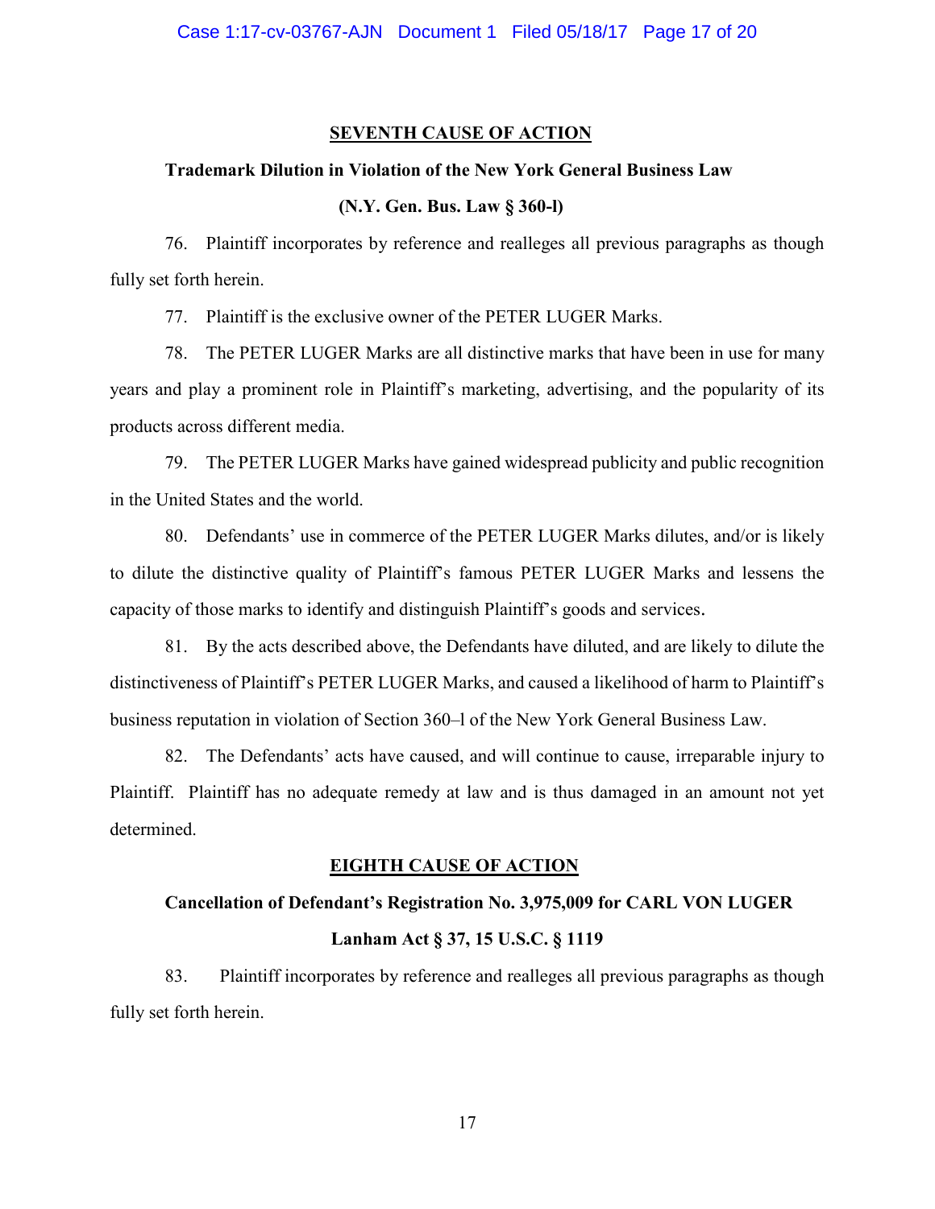## SEVENTH CAUSE OF ACTION

### Trademark Dilution in Violation of the New York General Business Law

### (N.Y. Gen. Bus. Law § 360-l)

76. Plaintiff incorporates by reference and realleges all previous paragraphs as though fully set forth herein.

77. Plaintiff is the exclusive owner of the PETER LUGER Marks.

78. The PETER LUGER Marks are all distinctive marks that have been in use for many years and play a prominent role in Plaintiff's marketing, advertising, and the popularity of its products across different media.

79. The PETER LUGER Marks have gained widespread publicity and public recognition in the United States and the world.

80. Defendants' use in commerce of the PETER LUGER Marks dilutes, and/or is likely to dilute the distinctive quality of Plaintiff's famous PETER LUGER Marks and lessens the capacity of those marks to identify and distinguish Plaintiff's goods and services.

81. By the acts described above, the Defendants have diluted, and are likely to dilute the distinctiveness of Plaintiff's PETER LUGER Marks, and caused a likelihood of harm to Plaintiff's business reputation in violation of Section 360–l of the New York General Business Law.

82. The Defendants' acts have caused, and will continue to cause, irreparable injury to Plaintiff. Plaintiff has no adequate remedy at law and is thus damaged in an amount not yet determined.

## EIGHTH CAUSE OF ACTION

### Cancellation of Defendant's Registration No. 3,975,009 for CARL VON LUGER

### Lanham Act § 37, 15 U.S.C. § 1119

83. Plaintiff incorporates by reference and realleges all previous paragraphs as though fully set forth herein.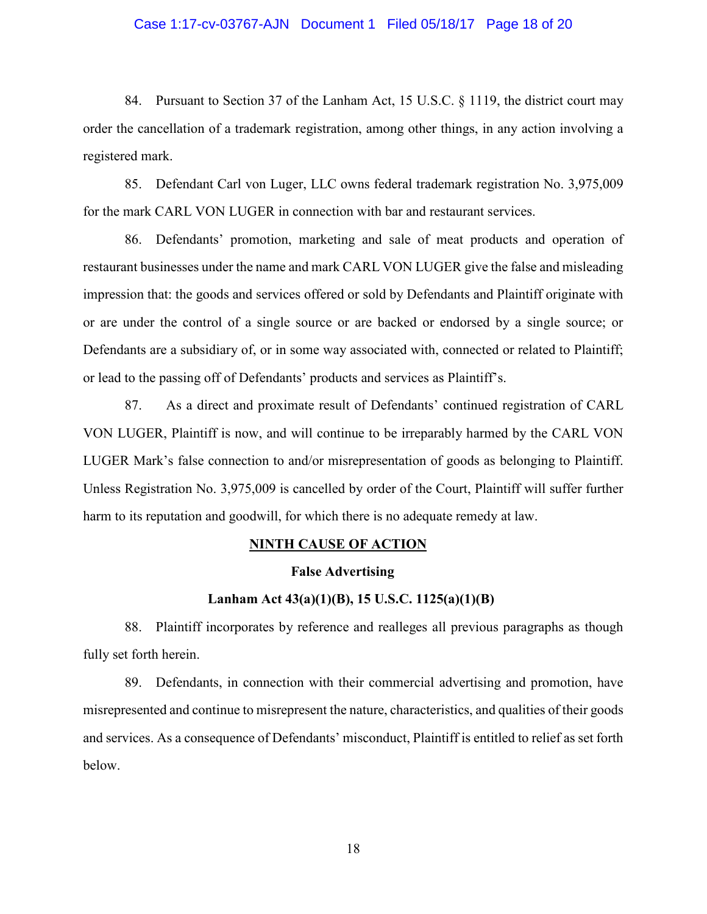84. Pursuant to Section 37 of the Lanham Act, 15 U.S.C. § 1119, the district court may order the cancellation of a trademark registration, among other things, in any action involving a registered mark.

85. Defendant Carl von Luger, LLC owns federal trademark registration No. 3,975,009 for the mark CARL VON LUGER in connection with bar and restaurant services.

86. Defendants' promotion, marketing and sale of meat products and operation of restaurant businesses under the name and mark CARL VON LUGER give the false and misleading impression that: the goods and services offered or sold by Defendants and Plaintiff originate with or are under the control of a single source or are backed or endorsed by a single source; or Defendants are a subsidiary of, or in some way associated with, connected or related to Plaintiff; or lead to the passing off of Defendants' products and services as Plaintiff's.

87. As a direct and proximate result of Defendants' continued registration of CARL VON LUGER, Plaintiff is now, and will continue to be irreparably harmed by the CARL VON LUGER Mark's false connection to and/or misrepresentation of goods as belonging to Plaintiff. Unless Registration No. 3,975,009 is cancelled by order of the Court, Plaintiff will suffer further harm to its reputation and goodwill, for which there is no adequate remedy at law.

## NINTH CAUSE OF ACTION

### False Advertising

### Lanham Act 43(a)(1)(B), 15 U.S.C. 1125(a)(1)(B)

88. Plaintiff incorporates by reference and realleges all previous paragraphs as though fully set forth herein.

89. Defendants, in connection with their commercial advertising and promotion, have misrepresented and continue to misrepresent the nature, characteristics, and qualities of their goods and services. As a consequence of Defendants' misconduct, Plaintiff is entitled to relief as set forth below.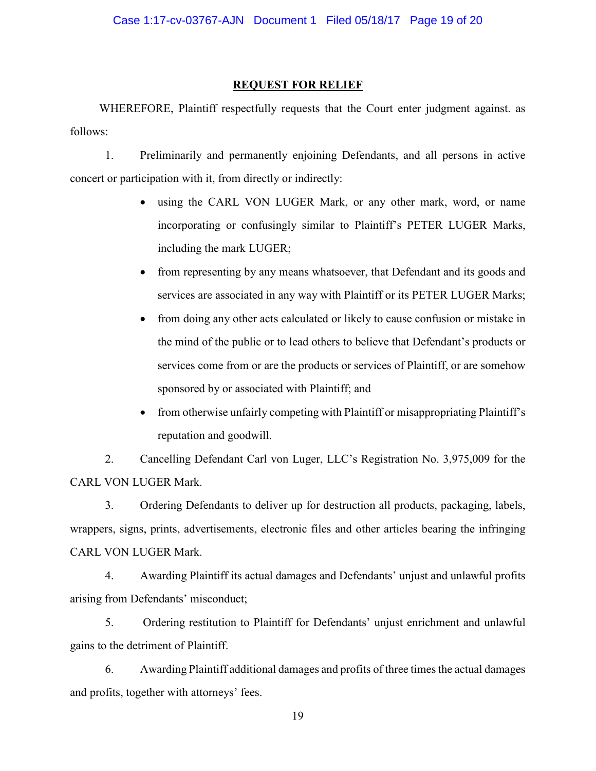## REQUEST FOR RELIEF

WHEREFORE, Plaintiff respectfully requests that the Court enter judgment against. as follows:

1. Preliminarily and permanently enjoining Defendants, and all persons in active concert or participation with it, from directly or indirectly:

   - using the CARL VON LUGER Mark, or any other mark, word, or name incorporating or confusingly similar to Plaintiff's PETER LUGER Marks, including the mark LUGER;
   - from representing by any means whatsoever, that Defendant and its goods and services are associated in any way with Plaintiff or its PETER LUGER Marks;
   - from doing any other acts calculated or likely to cause confusion or mistake in the mind of the public or to lead others to believe that Defendant's products or services come from or are the products or services of Plaintiff, or are somehow sponsored by or associated with Plaintiff; and
   - from otherwise unfairly competing with Plaintiff or misappropriating Plaintiff's reputation and goodwill.

2. Cancelling Defendant Carl von Luger, LLC's Registration No. 3,975,009 for the CARL VON LUGER Mark.

3. Ordering Defendants to deliver up for destruction all products, packaging, labels, wrappers, signs, prints, advertisements, electronic files and other articles bearing the infringing CARL VON LUGER Mark.

4. Awarding Plaintiff its actual damages and Defendants' unjust and unlawful profits arising from Defendants' misconduct;

5. Ordering restitution to Plaintiff for Defendants' unjust enrichment and unlawful gains to the detriment of Plaintiff.

6. Awarding Plaintiff additional damages and profits of three times the actual damages and profits, together with attorneys' fees.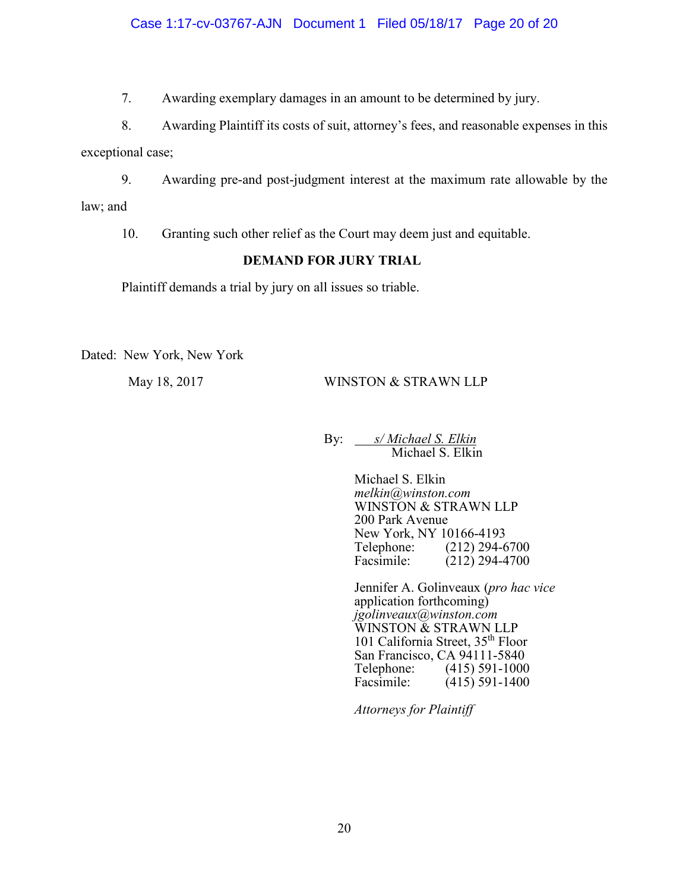7. Awarding exemplary damages in an amount to be determined by jury.

8. Awarding Plaintiff its costs of suit, attorney's fees, and reasonable expenses in this exceptional case;

9. Awarding pre-and post-judgment interest at the maximum rate allowable by the law; and

10. Granting such other relief as the Court may deem just and equitable.

**DEMAND FOR JURY TRIAL**

Plaintiff demands a trial by jury on all issues so triable.

Dated: New York, New York

May 18, 2017

WINSTON & STRAWN LLP

By: *s/ Michael S. Elkin*
Michael S. Elkin

Michael S. Elkin
*melkin@winston.com*
WINSTON & STRAWN LLP
200 Park Avenue
New York, NY 10166-4193
Telephone: (212) 294-6700
Facsimile: (212) 294-4700

Jennifer A. Golinveaux (*pro hac vice* application forthcoming)
*jgolinveaux@winston.com*
WINSTON & STRAWN LLP
101 California Street, 35th Floor
San Francisco, CA 94111-5840
Telephone: (415) 591-1000
Facsimile: (415) 591-1400

*Attorneys for Plaintiff*